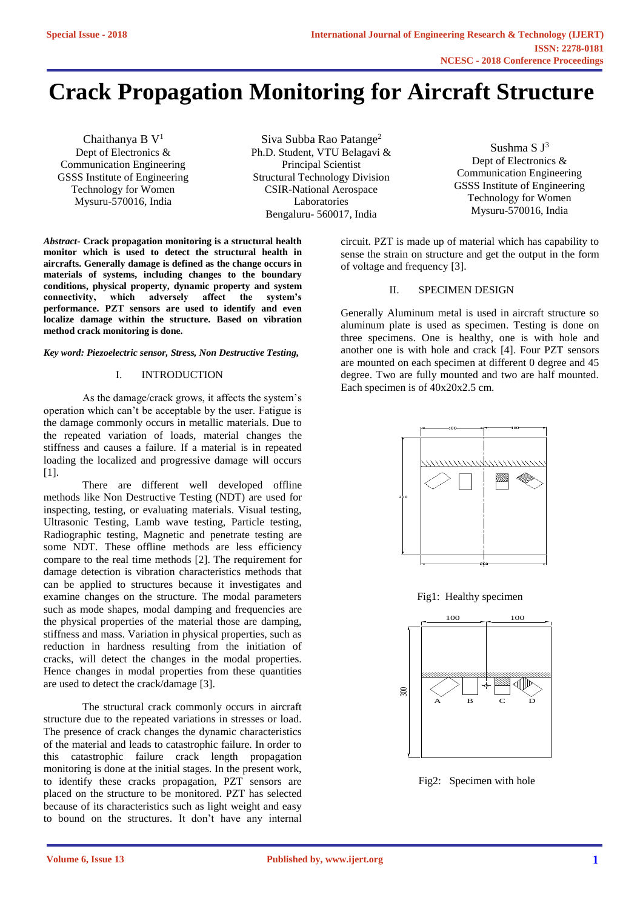# Crack Propagation Monitoring for Aircraft Structure

Chaithanya B V[1]
Dept of Electronics & Communication Engineering
GSSS Institute of Engineering Technology for Women
Mysuru-570016, India

Siva Subba Rao Patange[2]
Ph.D. Student, VTU Belagavi & Principal Scientist
Structural Technology Division
CSIR-National Aerospace Laboratories
Bengaluru- 560017, India

Sushma S J[3]
Dept of Electronics & Communication Engineering
GSSS Institute of Engineering Technology for Women
Mysuru-570016, India

***Abstract*- Crack propagation monitoring is a structural health monitor which is used to detect the structural health in aircrafts. Generally damage is defined as the change occurs in materials of systems, including changes to the boundary conditions, physical property, dynamic property and system connectivity, which adversely affect the system's performance. PZT sensors are used to identify and even localize damage within the structure. Based on vibration method crack monitoring is done.**

***Key word: Piezoelectric sensor, Stress, Non Destructive Testing,***

## I. INTRODUCTION

As the damage/crack grows, it affects the system's operation which can't be acceptable by the user. Fatigue is the damage commonly occurs in metallic materials. Due to the repeated variation of loads, material changes the stiffness and causes a failure. If a material is in repeated loading the localized and progressive damage will occurs [1].

There are different well developed offline methods like Non Destructive Testing (NDT) are used for inspecting, testing, or evaluating materials. Visual testing, Ultrasonic Testing, Lamb wave testing, Particle testing, Radiographic testing, Magnetic and penetrate testing are some NDT. These offline methods are less efficiency compare to the real time methods [2]. The requirement for damage detection is vibration characteristics methods that can be applied to structures because it investigates and examine changes on the structure. The modal parameters such as mode shapes, modal damping and frequencies are the physical properties of the material those are damping, stiffness and mass. Variation in physical properties, such as reduction in hardness resulting from the initiation of cracks, will detect the changes in the modal properties. Hence changes in modal properties from these quantities are used to detect the crack/damage [3].

The structural crack commonly occurs in aircraft structure due to the repeated variations in stresses or load. The presence of crack changes the dynamic characteristics of the material and leads to catastrophic failure. In order to this catastrophic failure crack length propagation monitoring is done at the initial stages. In the present work, to identify these cracks propagation, PZT sensors are placed on the structure to be monitored. PZT has selected because of its characteristics such as light weight and easy to bound on the structures. It don't have any internal circuit. PZT is made up of material which has capability to sense the strain on structure and get the output in the form of voltage and frequency [3].

## II. SPECIMEN DESIGN

Generally Aluminum metal is used in aircraft structure so aluminum plate is used as specimen. Testing is done on three specimens. One is healthy, one is with hole and another one is with hole and crack [4]. Four PZT sensors are mounted on each specimen at different 0 degree and 45 degree. Two are fully mounted and two are half mounted. Each specimen is of 40x20x2.5 cm.

Fig1: Healthy specimen

Fig2: Specimen with hole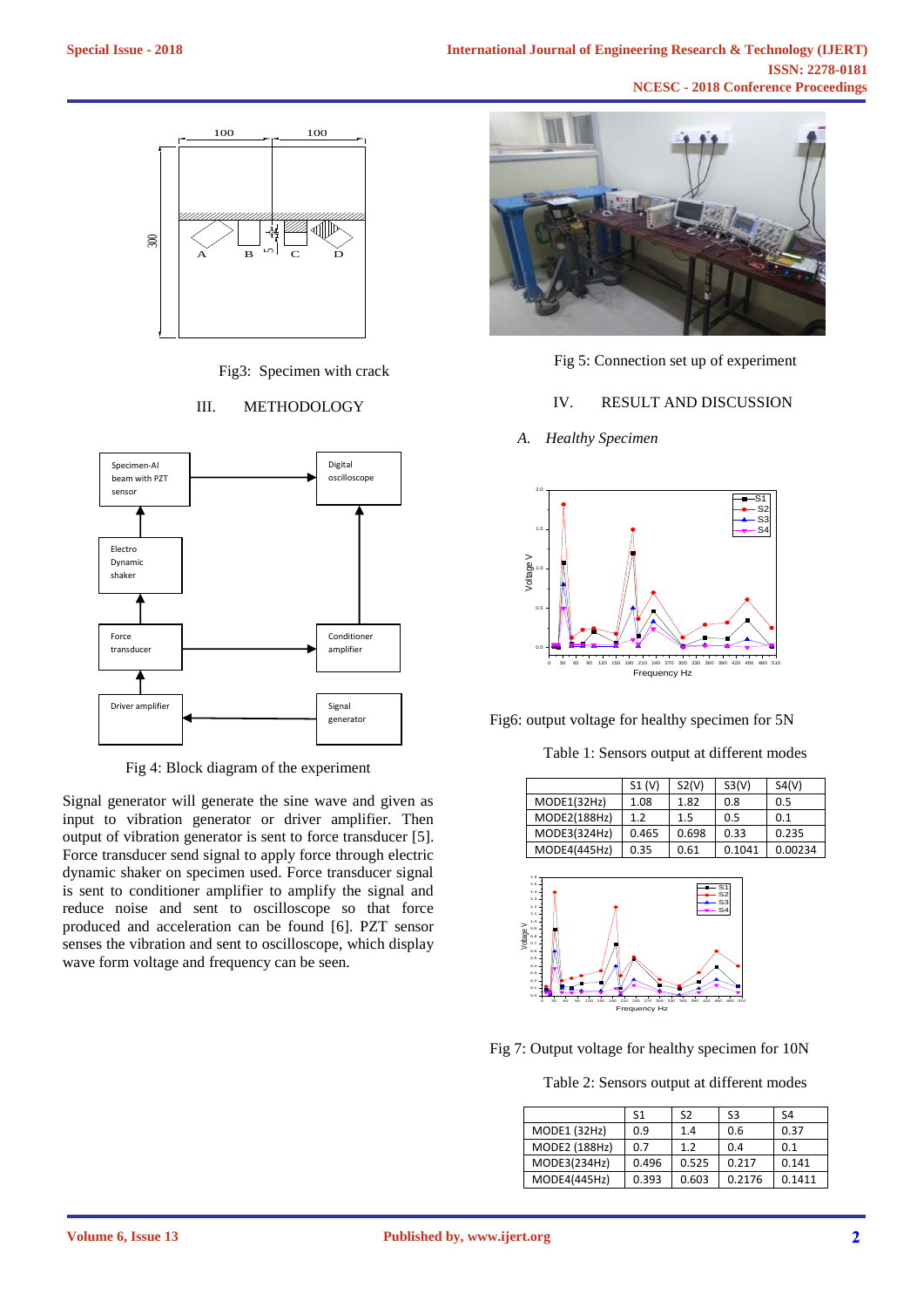Fig3: Specimen with crack

## III. METHODOLOGY

Fig 4: Block diagram of the experiment

Signal generator will generate the sine wave and given as input to vibration generator or driver amplifier. Then output of vibration generator is sent to force transducer [5]. Force transducer send signal to apply force through electric dynamic shaker on specimen used. Force transducer signal is sent to conditioner amplifier to amplify the signal and reduce noise and sent to oscilloscope so that force produced and acceleration can be found [6]. PZT sensor senses the vibration and sent to oscilloscope, which display wave form voltage and frequency can be seen.

Fig 5: Connection set up of experiment

## IV. RESULT AND DISCUSSION

### *A. Healthy Specimen*

Fig6: output voltage for healthy specimen for 5N

Table 1: Sensors output at different modes

| | S1 (V) | S2(V) | S3(V) | S4(V) |
|---|---|---|---|---|
| MODE1(32Hz) | 1.08 | 1.82 | 0.8 | 0.5 |
| MODE2(188Hz) | 1.2 | 1.5 | 0.5 | 0.1 |
| MODE3(324Hz) | 0.465 | 0.698 | 0.33 | 0.235 |
| MODE4(445Hz) | 0.35 | 0.61 | 0.1041 | 0.00234 |

Fig 7: Output voltage for healthy specimen for 10N

Table 2: Sensors output at different modes

| | S1 | S2 | S3 | S4 |
|---|---|---|---|---|
| MODE1 (32Hz) | 0.9 | 1.4 | 0.6 | 0.37 |
| MODE2 (188Hz) | 0.7 | 1.2 | 0.4 | 0.1 |
| MODE3(234Hz) | 0.496 | 0.525 | 0.217 | 0.141 |
| MODE4(445Hz) | 0.393 | 0.603 | 0.2176 | 0.1411 |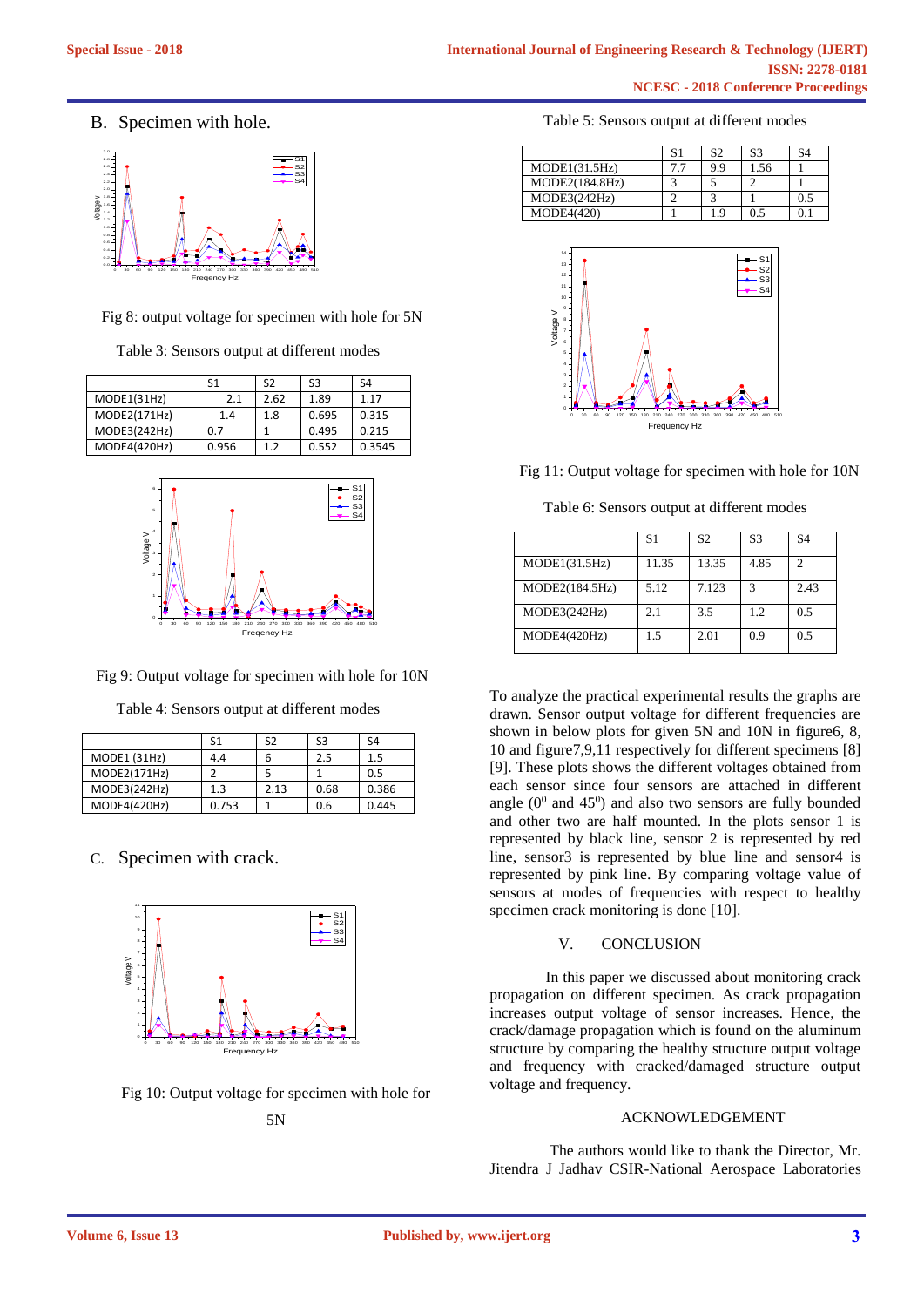## B. Specimen with hole.

Fig 8: output voltage for specimen with hole for 5N

Table 3: Sensors output at different modes

| | S1 | S2 | S3 | S4 |
|---|---|---|---|---|
| MODE1(31Hz) | 2.1 | 2.62 | 1.89 | 1.17 |
| MODE2(171Hz) | 1.4 | 1.8 | 0.695 | 0.315 |
| MODE3(242Hz) | 0.7 | 1 | 0.495 | 0.215 |
| MODE4(420Hz) | 0.956 | 1.2 | 0.552 | 0.3545 |

Fig 9: Output voltage for specimen with hole for 10N

Table 4: Sensors output at different modes

| | S1 | S2 | S3 | S4 |
|---|---|---|---|---|
| MODE1 (31Hz) | 4.4 | 6 | 2.5 | 1.5 |
| MODE2(171Hz) | 2 | 5 | 1 | 0.5 |
| MODE3(242Hz) | 1.3 | 2.13 | 0.68 | 0.386 |
| MODE4(420Hz) | 0.753 | 1 | 0.6 | 0.445 |

## C. Specimen with crack.

Fig 10: Output voltage for specimen with hole for 5N

Table 5: Sensors output at different modes

| | S1 | S2 | S3 | S4 |
|---|---|---|---|---|
| MODE1(31.5Hz) | 7.7 | 9.9 | 1.56 | 1 |
| MODE2(184.8Hz) | 3 | 5 | 2 | 1 |
| MODE3(242Hz) | 2 | 3 | 1 | 0.5 |
| MODE4(420) | 1 | 1.9 | 0.5 | 0.1 |

Fig 11: Output voltage for specimen with hole for 10N

Table 6: Sensors output at different modes

| | S1 | S2 | S3 | S4 |
|---|---|---|---|---|
| MODE1(31.5Hz) | 11.35 | 13.35 | 4.85 | 2 |
| MODE2(184.5Hz) | 5.12 | 7.123 | 3 | 2.43 |
| MODE3(242Hz) | 2.1 | 3.5 | 1.2 | 0.5 |
| MODE4(420Hz) | 1.5 | 2.01 | 0.9 | 0.5 |

To analyze the practical experimental results the graphs are drawn. Sensor output voltage for different frequencies are shown in below plots for given 5N and 10N in figure6, 8, 10 and figure7,9,11 respectively for different specimens [8] [9]. These plots shows the different voltages obtained from each sensor since four sensors are attached in different angle ($0^0$ and $45^0$) and also two sensors are fully bounded and other two are half mounted. In the plots sensor 1 is represented by black line, sensor 2 is represented by red line, sensor3 is represented by blue line and sensor4 is represented by pink line. By comparing voltage value of sensors at modes of frequencies with respect to healthy specimen crack monitoring is done [10].

## V. CONCLUSION

In this paper we discussed about monitoring crack propagation on different specimen. As crack propagation increases output voltage of sensor increases. Hence, the crack/damage propagation which is found on the aluminum structure by comparing the healthy structure output voltage and frequency with cracked/damaged structure output voltage and frequency.

## ACKNOWLEDGEMENT

The authors would like to thank the Director, Mr. Jitendra J Jadhav CSIR-National Aerospace Laboratories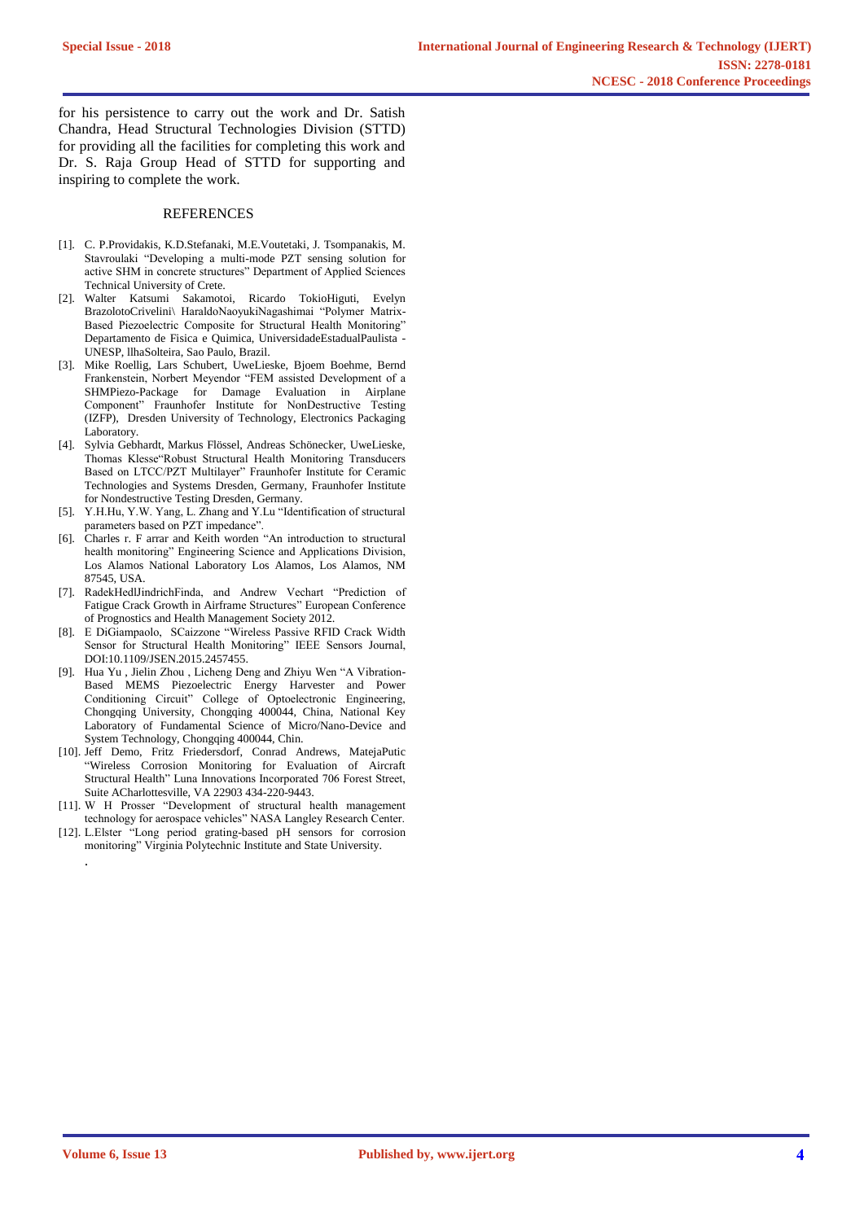for his persistence to carry out the work and Dr. Satish Chandra, Head Structural Technologies Division (STTD) for providing all the facilities for completing this work and Dr. S. Raja Group Head of STTD for supporting and inspiring to complete the work.

## REFERENCES

[1]. C. P.Providakis, K.D.Stefanaki, M.E.Voutetaki, J. Tsompanakis, M. Stavroulaki "Developing a multi-mode PZT sensing solution for active SHM in concrete structures" Department of Applied Sciences Technical University of Crete.

[2]. Walter Katsumi Sakamotoi, Ricardo TokioHiguti, Evelyn BrazolotoCrivelini\ HaraldoNaoyukiNagashimai "Polymer Matrix-Based Piezoelectric Composite for Structural Health Monitoring" Departamento de Fisica e Quimica, UniversidadeEstadualPaulista - UNESP, llhaSolteira, Sao Paulo, Brazil.

[3]. Mike Roellig, Lars Schubert, UweLieske, Bjoem Boehme, Bernd Frankenstein, Norbert Meyendor "FEM assisted Development of a SHMPiezo-Package for Damage Evaluation in Airplane Component" Fraunhofer Institute for NonDestructive Testing (IZFP), Dresden University of Technology, Electronics Packaging Laboratory.

[4]. Sylvia Gebhardt, Markus Flössel, Andreas Schönecker, UweLieske, Thomas Klesse"Robust Structural Health Monitoring Transducers Based on LTCC/PZT Multilayer" Fraunhofer Institute for Ceramic Technologies and Systems Dresden, Germany, Fraunhofer Institute for Nondestructive Testing Dresden, Germany.

[5]. Y.H.Hu, Y.W. Yang, L. Zhang and Y.Lu "Identification of structural parameters based on PZT impedance".

[6]. Charles r. F arrar and Keith worden "An introduction to structural health monitoring" Engineering Science and Applications Division, Los Alamos National Laboratory Los Alamos, Los Alamos, NM 87545, USA.

[7]. RadekHedlJindrichFinda, and Andrew Vechart "Prediction of Fatigue Crack Growth in Airframe Structures" European Conference of Prognostics and Health Management Society 2012.

[8]. E DiGiampaolo, SCaizzone "Wireless Passive RFID Crack Width Sensor for Structural Health Monitoring" IEEE Sensors Journal, DOI:10.1109/JSEN.2015.2457455.

[9]. Hua Yu , Jielin Zhou , Licheng Deng and Zhiyu Wen "A Vibration-Based MEMS Piezoelectric Energy Harvester and Power Conditioning Circuit" College of Optoelectronic Engineering, Chongqing University, Chongqing 400044, China, National Key Laboratory of Fundamental Science of Micro/Nano-Device and System Technology, Chongqing 400044, Chin.

[10]. Jeff Demo, Fritz Friedersdorf, Conrad Andrews, MatejaPutic "Wireless Corrosion Monitoring for Evaluation of Aircraft Structural Health" Luna Innovations Incorporated 706 Forest Street, Suite ACharlottesville, VA 22903 434-220-9443.

[11]. W H Prosser "Development of structural health management technology for aerospace vehicles" NASA Langley Research Center.

[12]. L.Elster "Long period grating-based pH sensors for corrosion monitoring" Virginia Polytechnic Institute and State University.